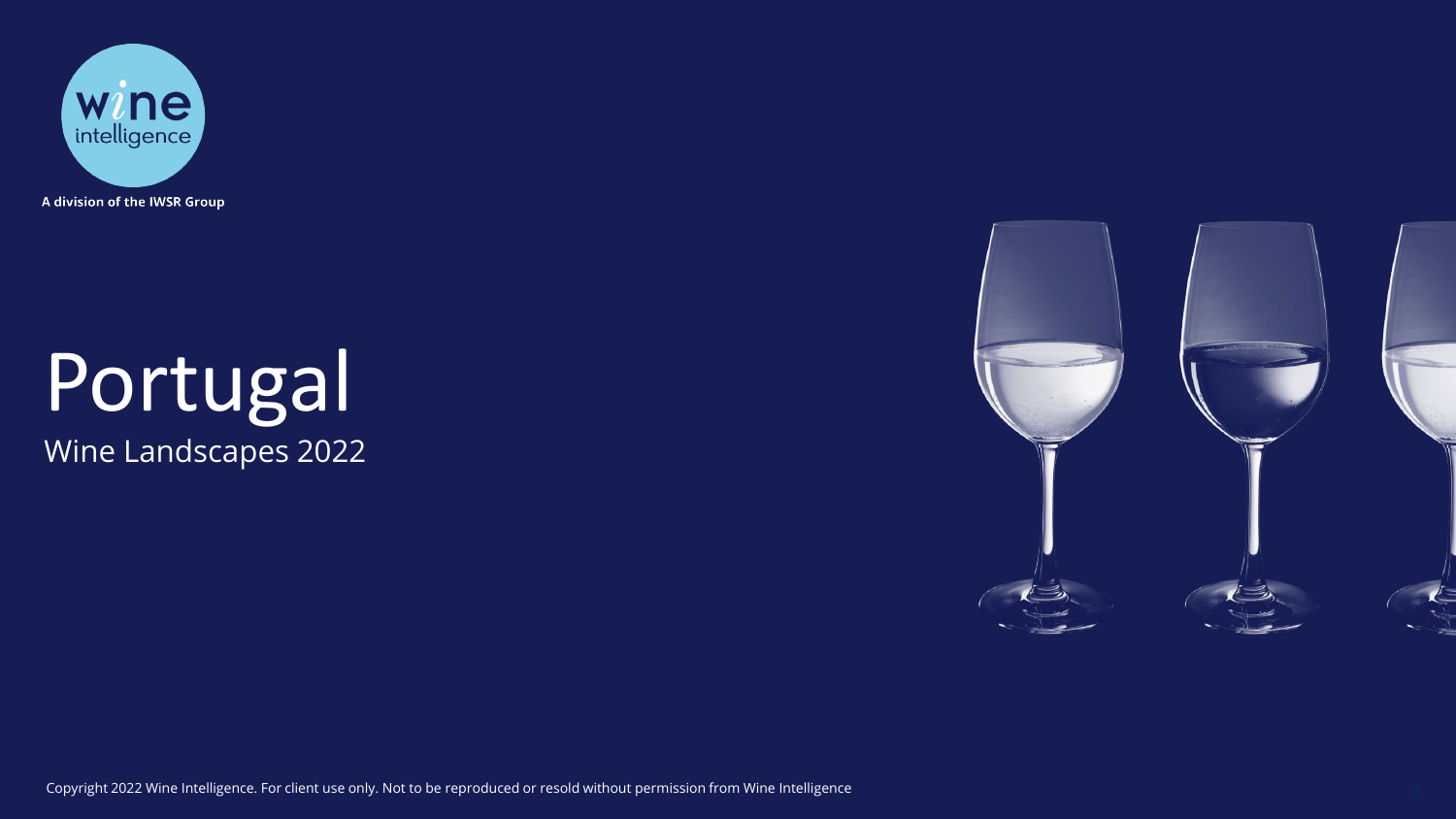wine intelligence

A division of the IWSR Group

# Portugal

## Wine Landscapes 2022

Copyright 2022 Wine Intelligence. For client use only. Not to be reproduced or resold without permission from Wine Intelligence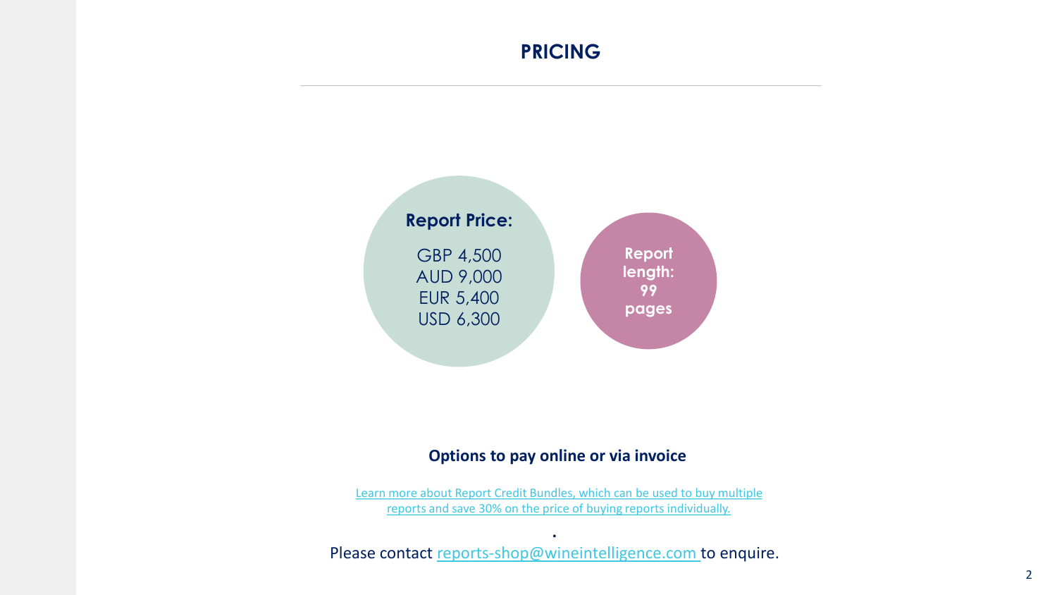# PRICING

**Report Price:**

GBP 4,500
AUD 9,000
EUR 5,400
USD 6,300

**Report length: 99 pages**

**Options to pay online or via invoice**

Learn more about Report Credit Bundles, which can be used to buy multiple reports and save 30% on the price of buying reports individually.

.

Please contact reports-shop@wineintelligence.com to enquire.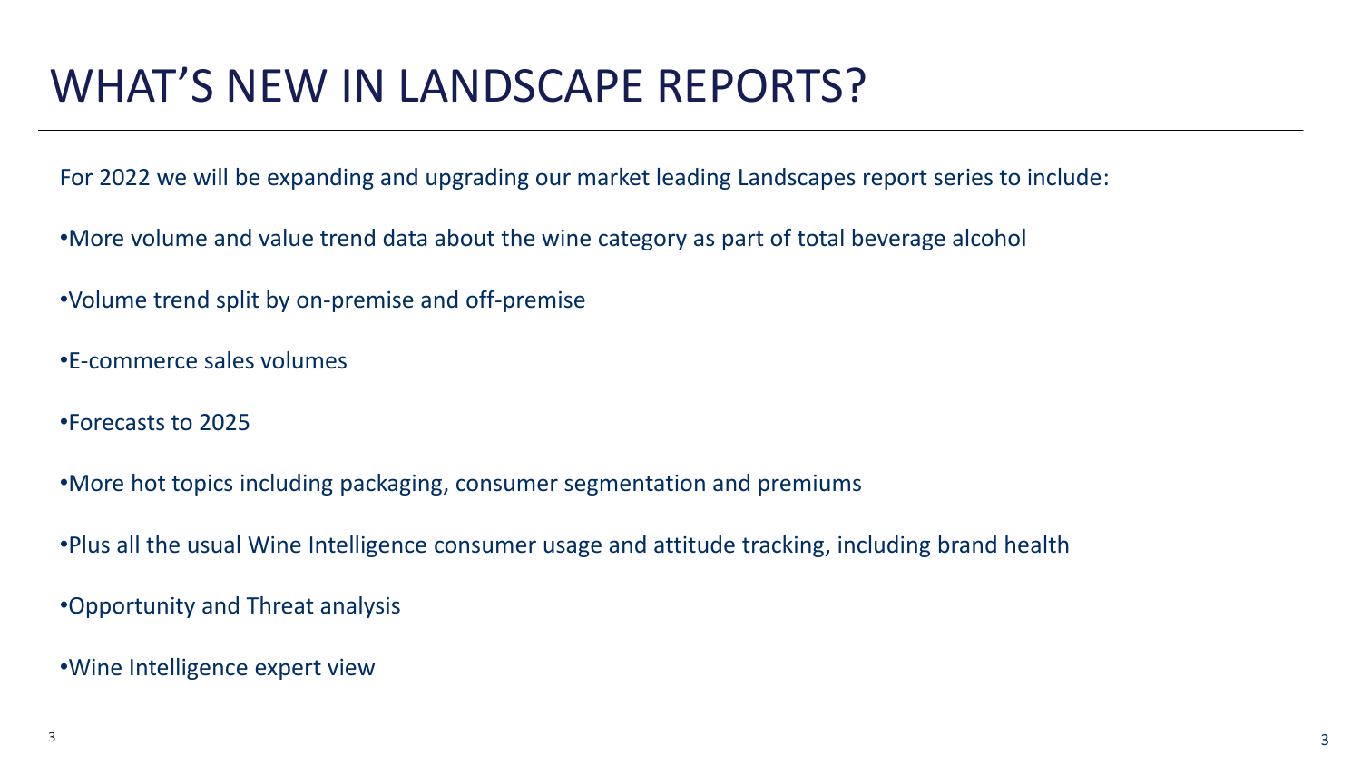# WHAT'S NEW IN LANDSCAPE REPORTS?

For 2022 we will be expanding and upgrading our market leading Landscapes report series to include:

- More volume and value trend data about the wine category as part of total beverage alcohol
- Volume trend split by on-premise and off-premise
- E-commerce sales volumes
- Forecasts to 2025
- More hot topics including packaging, consumer segmentation and premiums
- Plus all the usual Wine Intelligence consumer usage and attitude tracking, including brand health
- Opportunity and Threat analysis
- Wine Intelligence expert view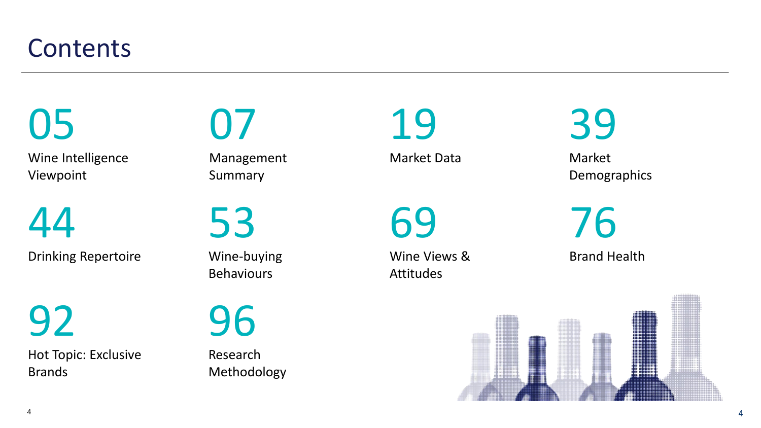# Contents

- **05** Wine Intelligence Viewpoint
- **07** Management Summary
- **19** Market Data
- **39** Market Demographics
- **44** Drinking Repertoire
- **53** Wine-buying Behaviours
- **69** Wine Views & Attitudes
- **76** Brand Health
- **92** Hot Topic: Exclusive Brands
- **96** Research Methodology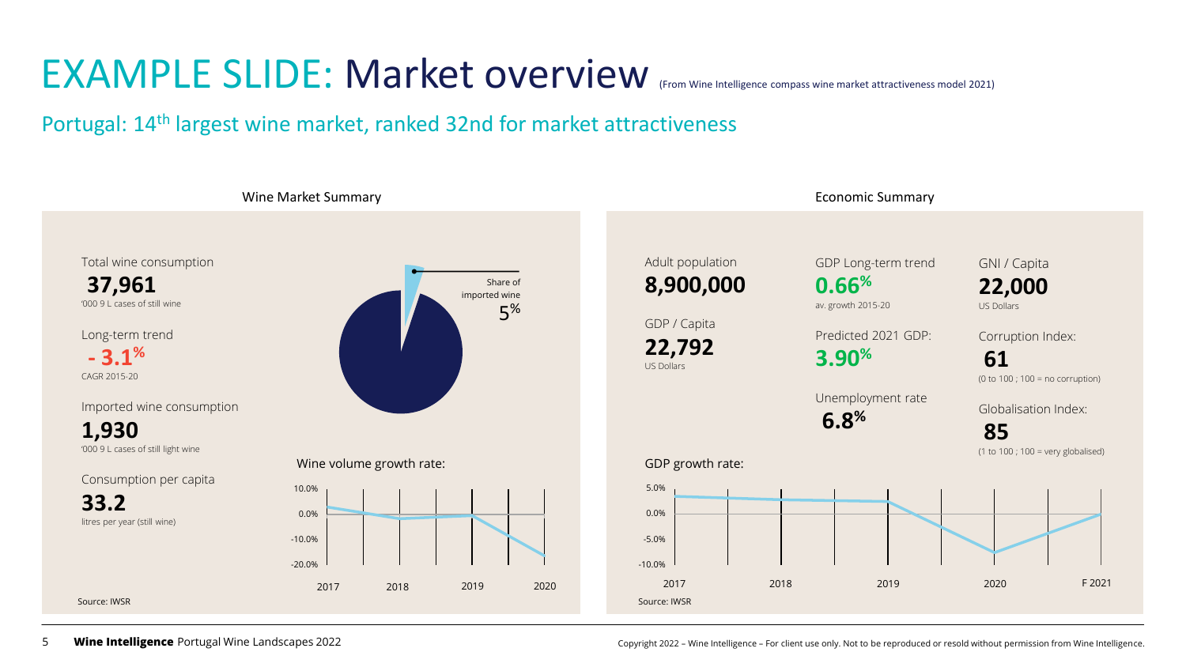# EXAMPLE SLIDE: Market overview (From Wine Intelligence compass wine market attractiveness model 2021)

## Portugal: 14th largest wine market, ranked 32nd for market attractiveness

### Wine Market Summary

Total wine consumption
**37,961**
'000 9 L cases of still wine

Long-term trend
**- 3.1%**
CAGR 2015-20

Imported wine consumption
**1,930**
'000 9 L cases of still light wine

Consumption per capita
**33.2**
litres per year (still wine)

Share of imported wine
5%

Wine volume growth rate:

10.0%
0.0%
-10.0%
-20.0%

2017 2018 2019 2020

Source: IWSR

### Economic Summary

Adult population
**8,900,000**

GDP / Capita
**22,792**
US Dollars

GDP Long-term trend
**0.66%**
av. growth 2015-20

Predicted 2021 GDP:
**3.90%**

Unemployment rate
**6.8%**

GNI / Capita
**22,000**
US Dollars

Corruption Index:
**61**
(0 to 100 ; 100 = no corruption)

Globalisation Index:
**85**
(1 to 100 ; 100 = very globalised)

GDP growth rate:

5.0%
0.0%
-5.0%
-10.0%

2017 2018 2019 2020 F 2021

Source: IWSR

**Wine Intelligence** Portugal Wine Landscapes 2022

Copyright 2022 – Wine Intelligence – For client use only. Not to be reproduced or resold without permission from Wine Intelligence.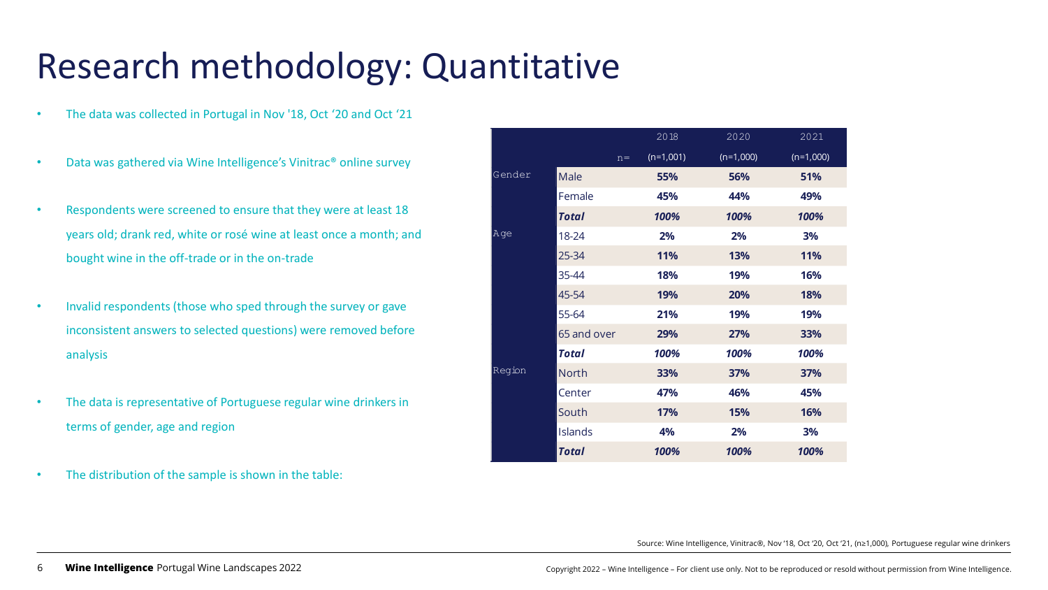# Research methodology: Quantitative

- The data was collected in Portugal in Nov '18, Oct '20 and Oct '21
- Data was gathered via Wine Intelligence's Vinitrac® online survey
- Respondents were screened to ensure that they were at least 18 years old; drank red, white or rosé wine at least once a month; and bought wine in the off-trade or in the on-trade
- Invalid respondents (those who sped through the survey or gave inconsistent answers to selected questions) were removed before analysis
- The data is representative of Portuguese regular wine drinkers in terms of gender, age and region
- The distribution of the sample is shown in the table:

| | | 2018 | 2020 | 2021 |
|---|---|---|---|---|
| | n= | (n=1,001) | (n=1,000) | (n=1,000) |
| Gender | Male | **55%** | **56%** | **51%** |
| | Female | **45%** | **44%** | **49%** |
| | ***Total*** | ***100%*** | ***100%*** | ***100%*** |
| Age | 18-24 | **2%** | **2%** | **3%** |
| | 25-34 | **11%** | **13%** | **11%** |
| | 35-44 | **18%** | **19%** | **16%** |
| | 45-54 | **19%** | **20%** | **18%** |
| | 55-64 | **21%** | **19%** | **19%** |
| | 65 and over | **29%** | **27%** | **33%** |
| | ***Total*** | ***100%*** | ***100%*** | ***100%*** |
| Region | North | **33%** | **37%** | **37%** |
| | Center | **47%** | **46%** | **45%** |
| | South | **17%** | **15%** | **16%** |
| | Islands | **4%** | **2%** | **3%** |
| | ***Total*** | ***100%*** | ***100%*** | ***100%*** |

Source: Wine Intelligence, Vinitrac®, Nov '18, Oct '20, Oct '21, (n≥1,000), Portuguese regular wine drinkers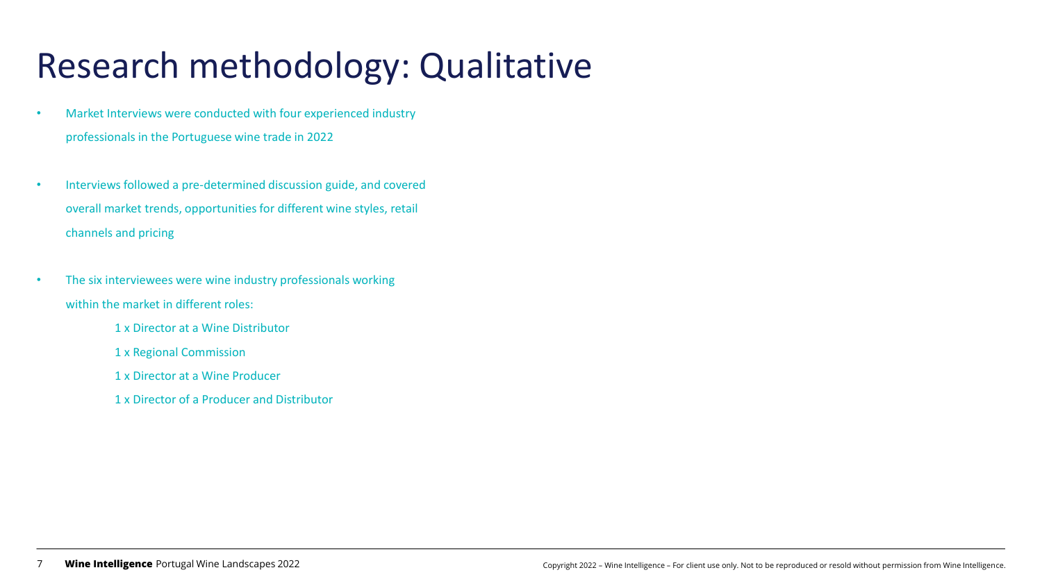# Research methodology: Qualitative

- Market Interviews were conducted with four experienced industry professionals in the Portuguese wine trade in 2022
- Interviews followed a pre-determined discussion guide, and covered overall market trends, opportunities for different wine styles, retail channels and pricing
- The six interviewees were wine industry professionals working within the market in different roles:
  - 1 x Director at a Wine Distributor
  - 1 x Regional Commission
  - 1 x Director at a Wine Producer
  - 1 x Director of a Producer and Distributor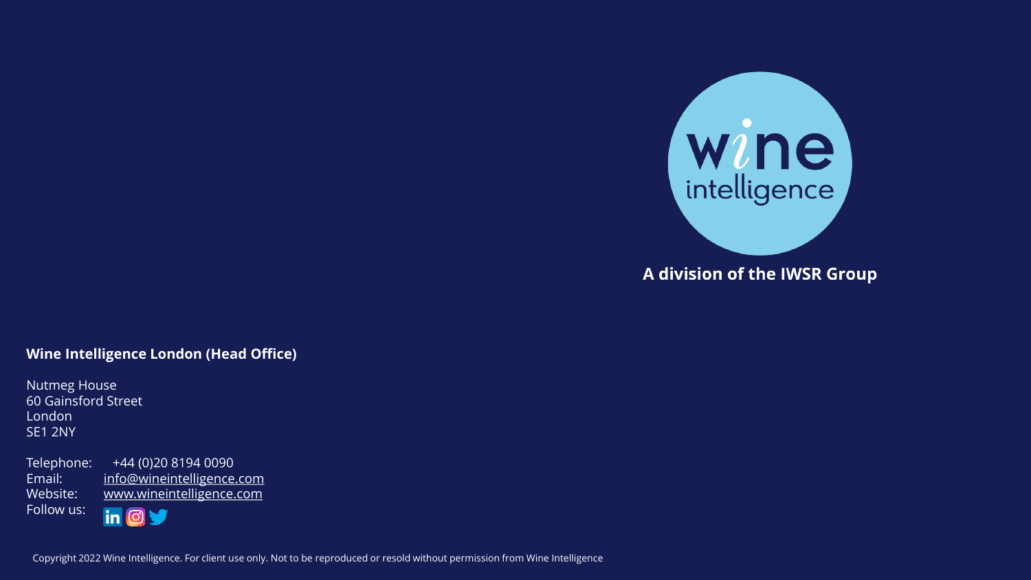wine intelligence

**A division of the IWSR Group**

**Wine Intelligence London (Head Office)**

Nutmeg House
60 Gainsford Street
London
SE1 2NY

Telephone: +44 (0)20 8194 0090
Email: info@wineintelligence.com
Website: www.wineintelligence.com
Follow us:

Copyright 2022 Wine Intelligence. For client use only. Not to be reproduced or resold without permission from Wine Intelligence